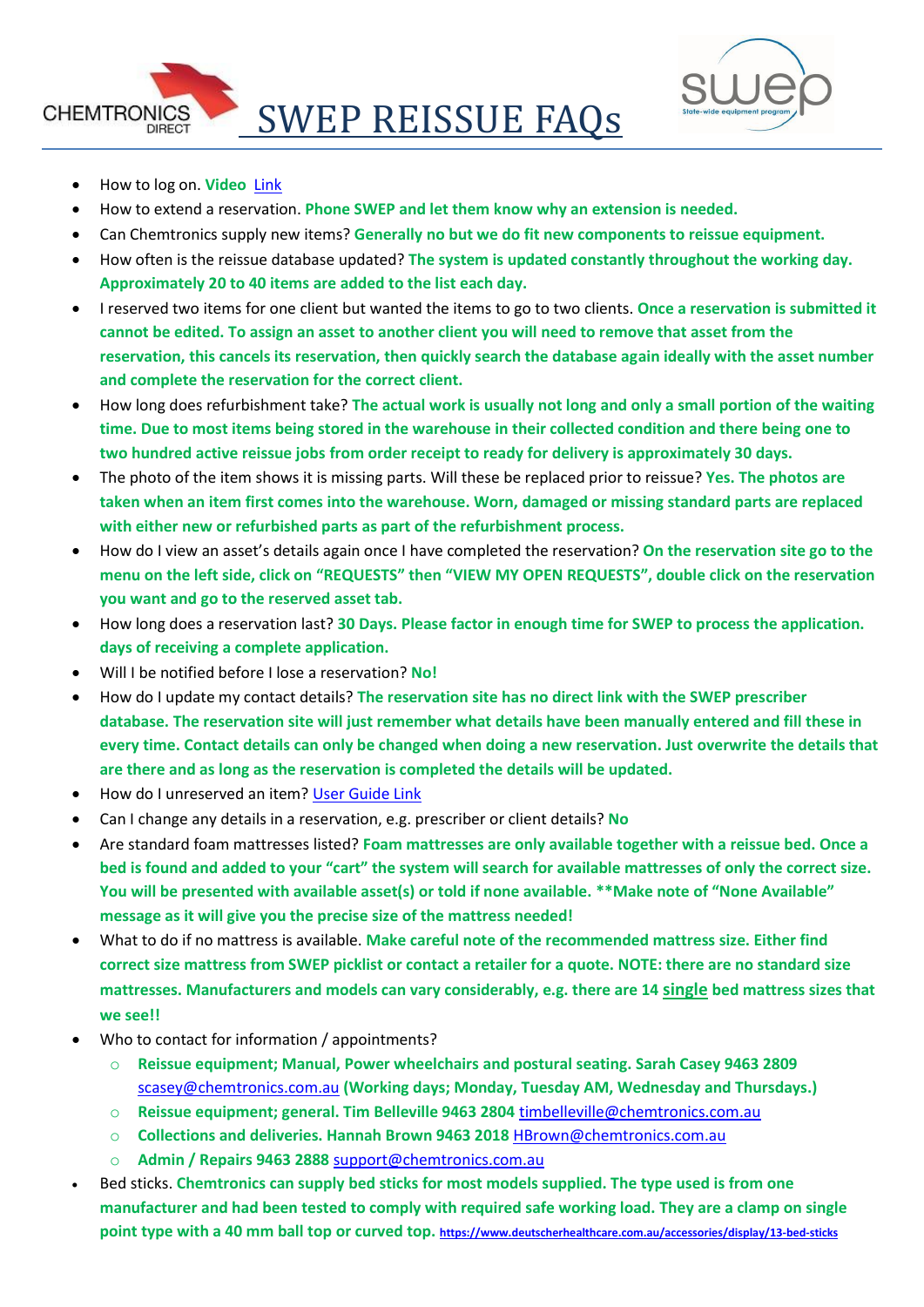CHEMTRONICS DIRECT

# SWEP REISSUE FAQs

swep State-wide equipment program

- How to log on. **Video** Link
- How to extend a reservation. **Phone SWEP and let them know why an extension is needed.**
- Can Chemtronics supply new items? **Generally no but we do fit new components to reissue equipment.**
- How often is the reissue database updated? **The system is updated constantly throughout the working day. Approximately 20 to 40 items are added to the list each day.**
- I reserved two items for one client but wanted the items to go to two clients. **Once a reservation is submitted it cannot be edited. To assign an asset to another client you will need to remove that asset from the reservation, this cancels its reservation, then quickly search the database again ideally with the asset number and complete the reservation for the correct client.**
- How long does refurbishment take? **The actual work is usually not long and only a small portion of the waiting time. Due to most items being stored in the warehouse in their collected condition and there being one to two hundred active reissue jobs from order receipt to ready for delivery is approximately 30 days.**
- The photo of the item shows it is missing parts. Will these be replaced prior to reissue? **Yes. The photos are taken when an item first comes into the warehouse. Worn, damaged or missing standard parts are replaced with either new or refurbished parts as part of the refurbishment process.**
- How do I view an asset's details again once I have completed the reservation? **On the reservation site go to the menu on the left side, click on "REQUESTS" then "VIEW MY OPEN REQUESTS", double click on the reservation you want and go to the reserved asset tab.**
- How long does a reservation last? **30 Days. Please factor in enough time for SWEP to process the application. days of receiving a complete application.**
- Will I be notified before I lose a reservation? **No!**
- How do I update my contact details? **The reservation site has no direct link with the SWEP prescriber database. The reservation site will just remember what details have been manually entered and fill these in every time. Contact details can only be changed when doing a new reservation. Just overwrite the details that are there and as long as the reservation is completed the details will be updated.**
- How do I unreserved an item? User Guide Link
- Can I change any details in a reservation, e.g. prescriber or client details? **No**
- Are standard foam mattresses listed? **Foam mattresses are only available together with a reissue bed. Once a bed is found and added to your "cart" the system will search for available mattresses of only the correct size. You will be presented with available asset(s) or told if none available. \*\*Make note of "None Available" message as it will give you the precise size of the mattress needed!**
- What to do if no mattress is available. **Make careful note of the recommended mattress size. Either find correct size mattress from SWEP picklist or contact a retailer for a quote. NOTE: there are no standard size mattresses. Manufacturers and models can vary considerably, e.g. there are 14 <u>single</u> bed mattress sizes that we see!!**
- Who to contact for information / appointments?
  - **Reissue equipment; Manual, Power wheelchairs and postural seating. Sarah Casey 9463 2809** scasey@chemtronics.com.au **(Working days; Monday, Tuesday AM, Wednesday and Thursdays.)**
  - **Reissue equipment; general. Tim Belleville 9463 2804** timbelleville@chemtronics.com.au
  - **Collections and deliveries. Hannah Brown 9463 2018** HBrown@chemtronics.com.au
  - **Admin / Repairs 9463 2888** support@chemtronics.com.au
- Bed sticks. **Chemtronics can supply bed sticks for most models supplied. The type used is from one manufacturer and had been tested to comply with required safe working load. They are a clamp on single point type with a 40 mm ball top or curved top.** https://www.deutscherhealthcare.com.au/accessories/display/13-bed-sticks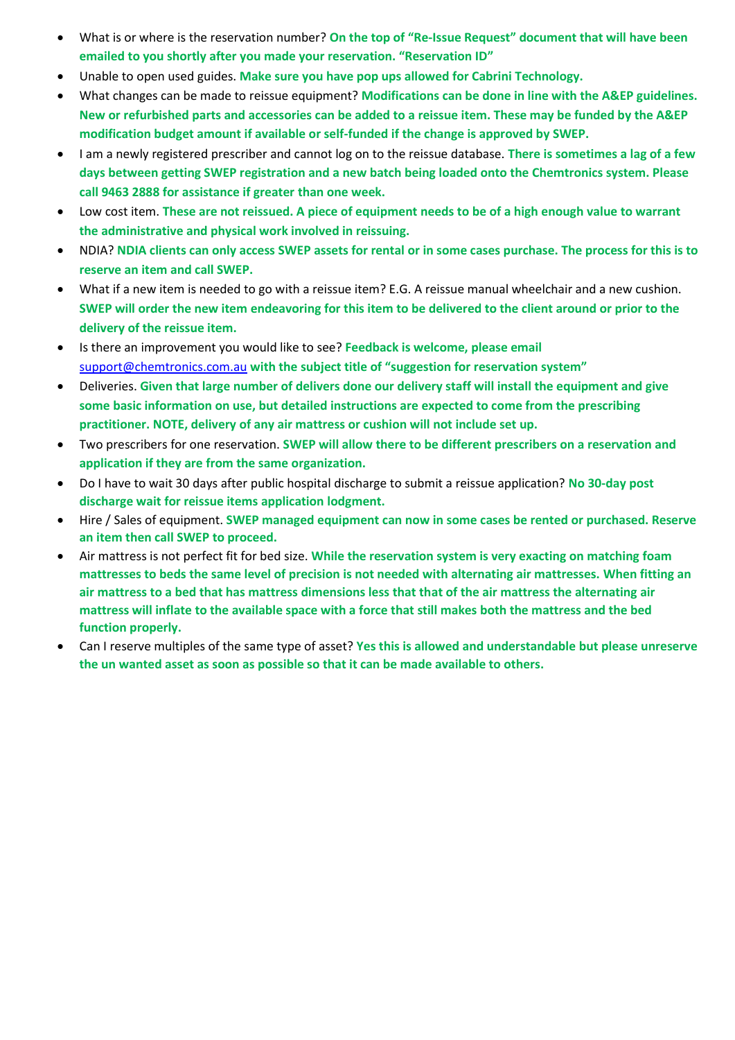- What is or where is the reservation number? **On the top of "Re-Issue Request" document that will have been emailed to you shortly after you made your reservation. "Reservation ID"**
- Unable to open used guides. **Make sure you have pop ups allowed for Cabrini Technology.**
- What changes can be made to reissue equipment? **Modifications can be done in line with the A&EP guidelines. New or refurbished parts and accessories can be added to a reissue item. These may be funded by the A&EP modification budget amount if available or self-funded if the change is approved by SWEP.**
- I am a newly registered prescriber and cannot log on to the reissue database. **There is sometimes a lag of a few days between getting SWEP registration and a new batch being loaded onto the Chemtronics system. Please call 9463 2888 for assistance if greater than one week.**
- Low cost item. **These are not reissued. A piece of equipment needs to be of a high enough value to warrant the administrative and physical work involved in reissuing.**
- NDIA? **NDIA clients can only access SWEP assets for rental or in some cases purchase. The process for this is to reserve an item and call SWEP.**
- What if a new item is needed to go with a reissue item? E.G. A reissue manual wheelchair and a new cushion. **SWEP will order the new item endeavoring for this item to be delivered to the client around or prior to the delivery of the reissue item.**
- Is there an improvement you would like to see? **Feedback is welcome, please email** [support@chemtronics.com.au](mailto:support@chemtronics.com.au) **with the subject title of "suggestion for reservation system"**
- Deliveries. **Given that large number of delivers done our delivery staff will install the equipment and give some basic information on use, but detailed instructions are expected to come from the prescribing practitioner. NOTE, delivery of any air mattress or cushion will not include set up.**
- Two prescribers for one reservation. **SWEP will allow there to be different prescribers on a reservation and application if they are from the same organization.**
- Do I have to wait 30 days after public hospital discharge to submit a reissue application? **No 30-day post discharge wait for reissue items application lodgment.**
- Hire / Sales of equipment. **SWEP managed equipment can now in some cases be rented or purchased. Reserve an item then call SWEP to proceed.**
- Air mattress is not perfect fit for bed size. **While the reservation system is very exacting on matching foam mattresses to beds the same level of precision is not needed with alternating air mattresses. When fitting an air mattress to a bed that has mattress dimensions less that that of the air mattress the alternating air mattress will inflate to the available space with a force that still makes both the mattress and the bed function properly.**
- Can I reserve multiples of the same type of asset? **Yes this is allowed and understandable but please unreserve the un wanted asset as soon as possible so that it can be made available to others.**